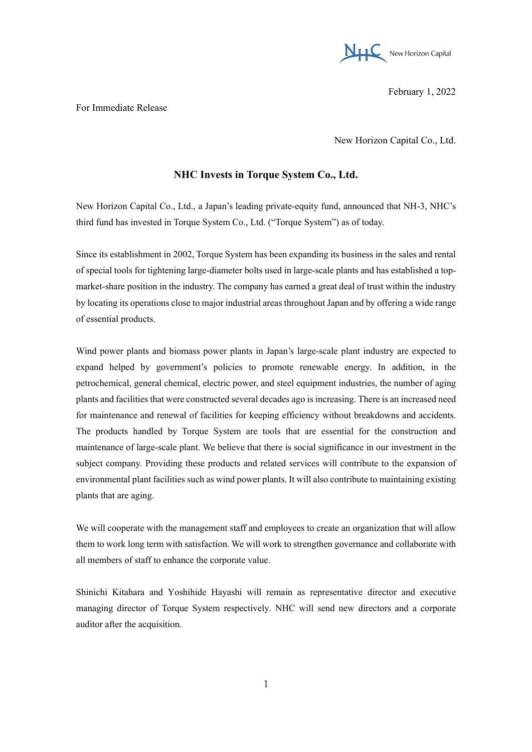NHC New Horizon Capital

February 1, 2022

For Immediate Release

New Horizon Capital Co., Ltd.

# NHC Invests in Torque System Co., Ltd.

New Horizon Capital Co., Ltd., a Japan's leading private-equity fund, announced that NH-3, NHC's third fund has invested in Torque System Co., Ltd. ("Torque System") as of today.

Since its establishment in 2002, Torque System has been expanding its business in the sales and rental of special tools for tightening large-diameter bolts used in large-scale plants and has established a top-market-share position in the industry. The company has earned a great deal of trust within the industry by locating its operations close to major industrial areas throughout Japan and by offering a wide range of essential products.

Wind power plants and biomass power plants in Japan's large-scale plant industry are expected to expand helped by government's policies to promote renewable energy. In addition, in the petrochemical, general chemical, electric power, and steel equipment industries, the number of aging plants and facilities that were constructed several decades ago is increasing. There is an increased need for maintenance and renewal of facilities for keeping efficiency without breakdowns and accidents. The products handled by Torque System are tools that are essential for the construction and maintenance of large-scale plant. We believe that there is social significance in our investment in the subject company. Providing these products and related services will contribute to the expansion of environmental plant facilities such as wind power plants. It will also contribute to maintaining existing plants that are aging.

We will cooperate with the management staff and employees to create an organization that will allow them to work long term with satisfaction. We will work to strengthen governance and collaborate with all members of staff to enhance the corporate value.

Shinichi Kitahara and Yoshihide Hayashi will remain as representative director and executive managing director of Torque System respectively. NHC will send new directors and a corporate auditor after the acquisition.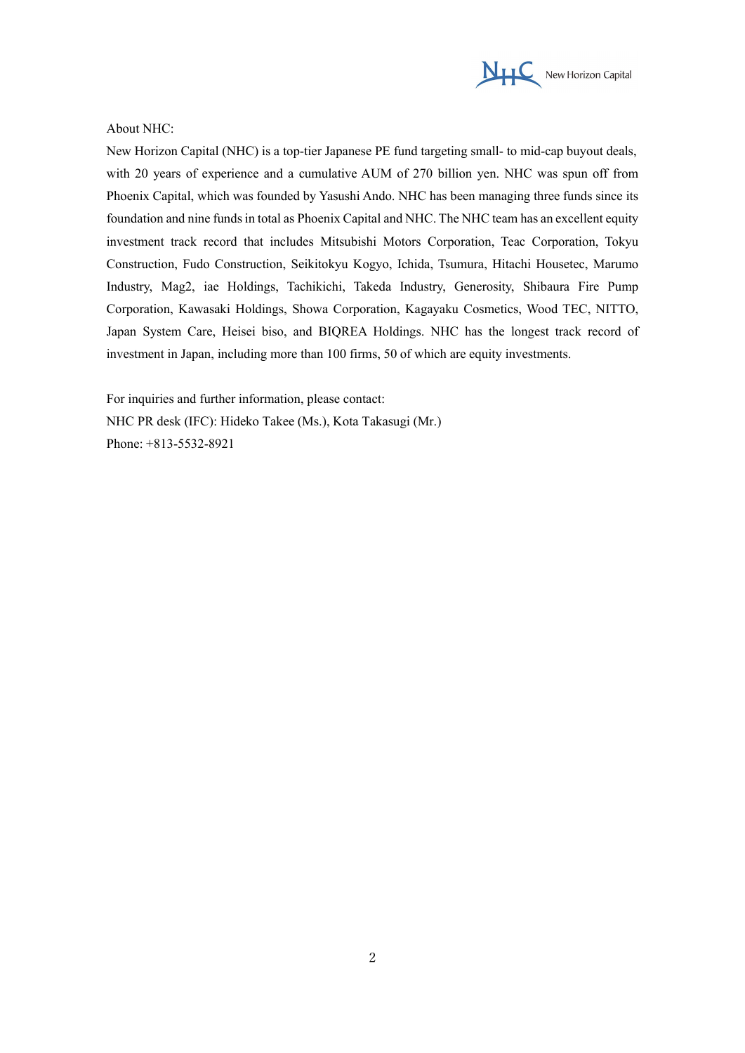About NHC:

New Horizon Capital (NHC) is a top-tier Japanese PE fund targeting small- to mid-cap buyout deals, with 20 years of experience and a cumulative AUM of 270 billion yen. NHC was spun off from Phoenix Capital, which was founded by Yasushi Ando. NHC has been managing three funds since its foundation and nine funds in total as Phoenix Capital and NHC. The NHC team has an excellent equity investment track record that includes Mitsubishi Motors Corporation, Teac Corporation, Tokyu Construction, Fudo Construction, Seikitokyu Kogyo, Ichida, Tsumura, Hitachi Housetec, Marumo Industry, Mag2, iae Holdings, Tachikichi, Takeda Industry, Generosity, Shibaura Fire Pump Corporation, Kawasaki Holdings, Showa Corporation, Kagayaku Cosmetics, Wood TEC, NITTO, Japan System Care, Heisei biso, and BIQREA Holdings. NHC has the longest track record of investment in Japan, including more than 100 firms, 50 of which are equity investments.

For inquiries and further information, please contact:
NHC PR desk (IFC): Hideko Takee (Ms.), Kota Takasugi (Mr.)
Phone: +813-5532-8921